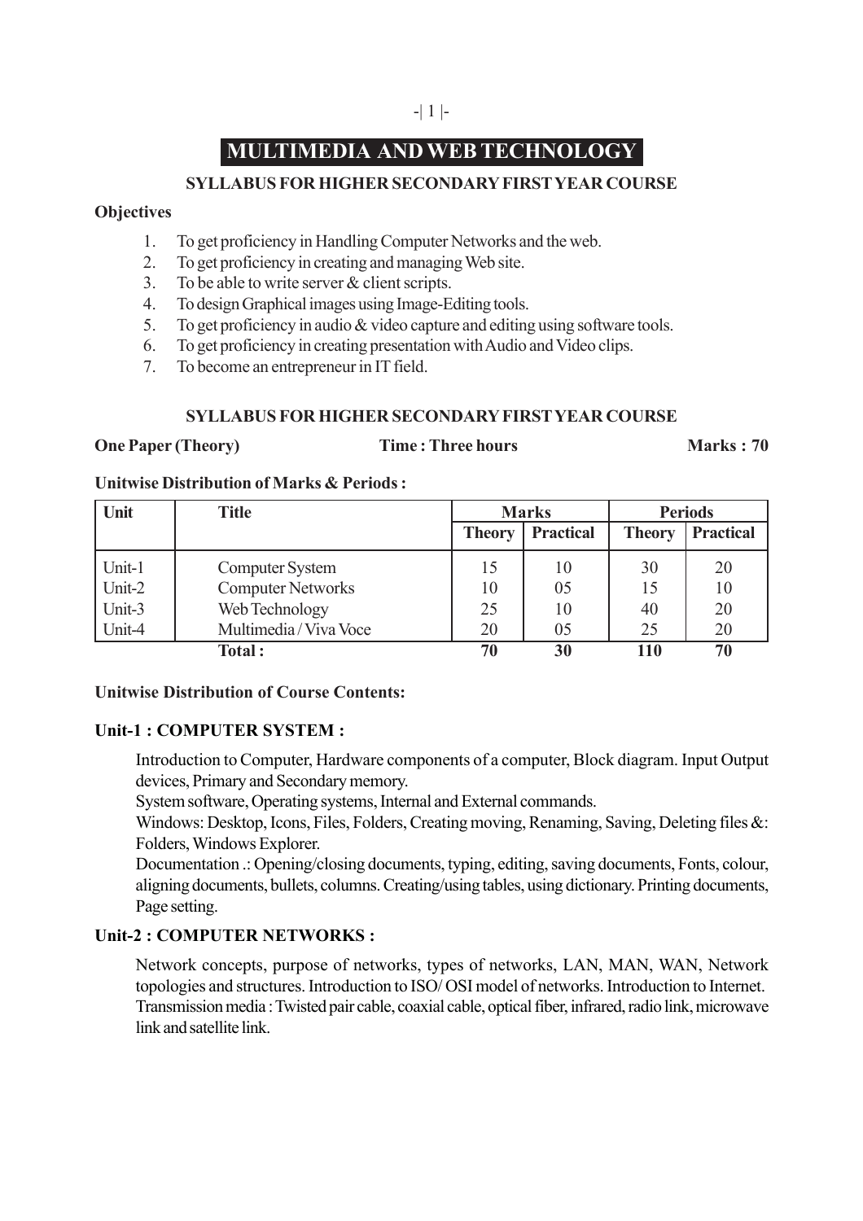# MULTIMEDIA AND WEB TECHNOLOGY

### SYLLABUS FOR HIGHER SECONDARY FIRST YEAR COURSE

**Objectives**

1. To get proficiency in Handling Computer Networks and the web.
2. To get proficiency in creating and managing Web site.
3. To be able to write server & client scripts.
4. To design Graphical images using Image-Editing tools.
5. To get proficiency in audio & video capture and editing using software tools.
6. To get proficiency in creating presentation with Audio and Video clips.
7. To become an entrepreneur in IT field.

### SYLLABUS FOR HIGHER SECONDARY FIRST YEAR COURSE

**One Paper (Theory)** **Time : Three hours** **Marks : 70**

**Unitwise Distribution of Marks & Periods :**

| Unit | Title | Marks | | Periods | |
|---|---|---|---|---|---|
| | | Theory | Practical | Theory | Practical |
| Unit-1 | Computer System | 15 | 10 | 30 | 20 |
| Unit-2 | Computer Networks | 10 | 05 | 15 | 10 |
| Unit-3 | Web Technology | 25 | 10 | 40 | 20 |
| Unit-4 | Multimedia / Viva Voce | 20 | 05 | 25 | 20 |
| | **Total :** | **70** | **30** | **110** | **70** |

**Unitwise Distribution of Course Contents:**

**Unit-1 : COMPUTER SYSTEM :**

Introduction to Computer, Hardware components of a computer, Block diagram. Input Output devices, Primary and Secondary memory.

System software, Operating systems, Internal and External commands.

Windows: Desktop, Icons, Files, Folders, Creating moving, Renaming, Saving, Deleting files &: Folders, Windows Explorer.

Documentation .: Opening/closing documents, typing, editing, saving documents, Fonts, colour, aligning documents, bullets, columns. Creating/using tables, using dictionary. Printing documents, Page setting.

**Unit-2 : COMPUTER NETWORKS :**

Network concepts, purpose of networks, types of networks, LAN, MAN, WAN, Network topologies and structures. Introduction to ISO/ OSI model of networks. Introduction to Internet. Transmission media : Twisted pair cable, coaxial cable, optical fiber, infrared, radio link, microwave link and satellite link.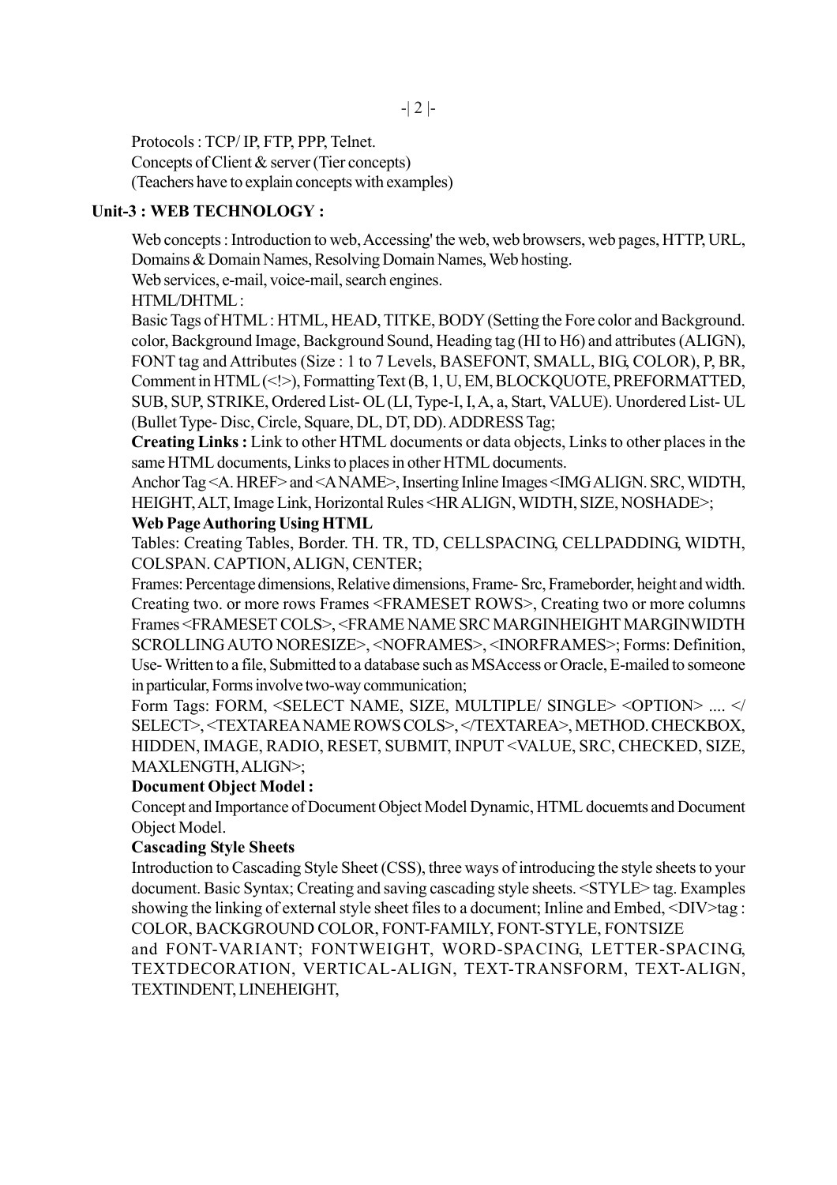Protocols : TCP/ IP, FTP, PPP, Telnet.
Concepts of Client & server (Tier concepts)
(Teachers have to explain concepts with examples)

**Unit-3 : WEB TECHNOLOGY :**

Web concepts : Introduction to web, Accessing' the web, web browsers, web pages, HTTP, URL, Domains & Domain Names, Resolving Domain Names, Web hosting.
Web services, e-mail, voice-mail, search engines.
HTML/DHTML :
Basic Tags of HTML : HTML, HEAD, TITKE, BODY (Setting the Fore color and Background. color, Background Image, Background Sound, Heading tag (HI to H6) and attributes (ALIGN), FONT tag and Attributes (Size : 1 to 7 Levels, BASEFONT, SMALL, BIG, COLOR), P, BR, Comment in HTML (<!>), Formatting Text (B, 1, U, EM, BLOCKQUOTE, PREFORMATTED, SUB, SUP, STRIKE, Ordered List- OL (LI, Type-I, I, A, a, Start, VALUE). Unordered List- UL (Bullet Type- Disc, Circle, Square, DL, DT, DD). ADDRESS Tag;
**Creating Links :** Link to other HTML documents or data objects, Links to other places in the same HTML documents, Links to places in other HTML documents.
Anchor Tag <A. HREF> and <A NAME>, Inserting Inline Images <IMG ALIGN. SRC, WIDTH, HEIGHT, ALT, Image Link, Horizontal Rules <HR ALIGN, WIDTH, SIZE, NOSHADE>;
**Web Page Authoring Using HTML**
Tables: Creating Tables, Border. TH. TR, TD, CELLSPACING, CELLPADDING, WIDTH, COLSPAN. CAPTION, ALIGN, CENTER;
Frames: Percentage dimensions, Relative dimensions, Frame- Src, Frameborder, height and width. Creating two. or more rows Frames <FRAMESET ROWS>, Creating two or more columns Frames <FRAMESET COLS>, <FRAME NAME SRC MARGINHEIGHT MARGINWIDTH SCROLLING AUTO NORESIZE>, <NOFRAMES>, <INORFRAMES>; Forms: Definition, Use- Written to a file, Submitted to a database such as MSAccess or Oracle, E-mailed to someone in particular, Forms involve two-way communication;
Form Tags: FORM, <SELECT NAME, SIZE, MULTIPLE/ SINGLE> <OPTION> .... </SELECT>, <TEXTAREA NAME ROWS COLS>, </TEXTAREA>, METHOD. CHECKBOX, HIDDEN, IMAGE, RADIO, RESET, SUBMIT, INPUT <VALUE, SRC, CHECKED, SIZE, MAXLENGTH, ALIGN>;
**Document Object Model :**
Concept and Importance of Document Object Model Dynamic, HTML docuemts and Document Object Model.
**Cascading Style Sheets**
Introduction to Cascading Style Sheet (CSS), three ways of introducing the style sheets to your document. Basic Syntax; Creating and saving cascading style sheets. <STYLE> tag. Examples showing the linking of external style sheet files to a document; Inline and Embed, <DIV>tag : COLOR, BACKGROUND COLOR, FONT-FAMILY, FONT-STYLE, FONTSIZE and FONT-VARIANT; FONTWEIGHT, WORD-SPACING, LETTER-SPACING, TEXTDECORATION, VERTICAL-ALIGN, TEXT-TRANSFORM, TEXT-ALIGN, TEXTINDENT, LINEHEIGHT,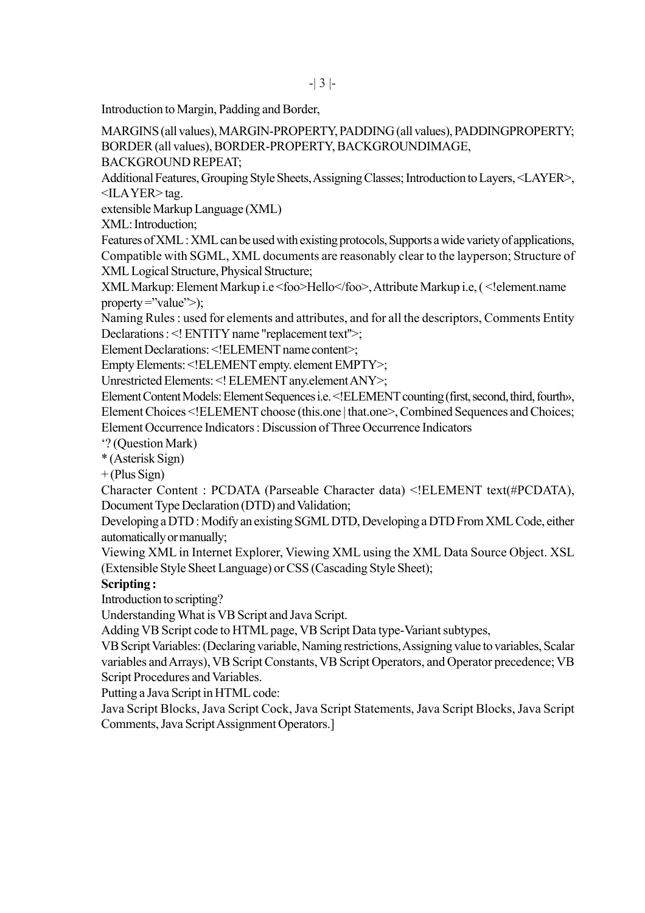Introduction to Margin, Padding and Border,

MARGINS (all values), MARGIN-PROPERTY, PADDING (all values), PADDINGPROPERTY; BORDER (all values), BORDER-PROPERTY, BACKGROUNDIMAGE, BACKGROUND REPEAT;

Additional Features, Grouping Style Sheets, Assigning Classes; Introduction to Layers, <LAYER>, <ILAYER> tag.

extensible Markup Language (XML)

XML: Introduction;

Features of XML : XML can be used with existing protocols, Supports a wide variety of applications, Compatible with SGML, XML documents are reasonably clear to the layperson; Structure of XML Logical Structure, Physical Structure;

XML Markup: Element Markup i.e <foo>Hello</foo>, Attribute Markup i.e, ( <!element.name property =”value”>);

Naming Rules : used for elements and attributes, and for all the descriptors, Comments Entity Declarations : <! ENTITY name "replacement text">;

Element Declarations: <!ELEMENT name content>;

Empty Elements: <!ELEMENT empty. element EMPTY>;

Unrestricted Elements: <! ELEMENT any.element ANY>;

Element Content Models: Element Sequences i.e. <!ELEMENT counting (first, second, third, fourth», Element Choices <!ELEMENT choose (this.one | that.one>, Combined Sequences and Choices; Element Occurrence Indicators : Discussion of Three Occurrence Indicators

‘? (Question Mark)

* (Asterisk Sign)

+ (Plus Sign)

Character Content : PCDATA (Parseable Character data) <!ELEMENT text(#PCDATA), Document Type Declaration (DTD) and Validation;

Developing a DTD : Modify an existing SGML DTD, Developing a DTD From XML Code, either automatically or manually;

Viewing XML in Internet Explorer, Viewing XML using the XML Data Source Object. XSL (Extensible Style Sheet Language) or CSS (Cascading Style Sheet);

**Scripting :**

Introduction to scripting?

Understanding What is VB Script and Java Script.

Adding VB Script code to HTML page, VB Script Data type-Variant subtypes,

VB Script Variables: (Declaring variable, Naming restrictions, Assigning value to variables, Scalar variables and Arrays), VB Script Constants, VB Script Operators, and Operator precedence; VB Script Procedures and Variables.

Putting a Java Script in HTML code:

Java Script Blocks, Java Script Cock, Java Script Statements, Java Script Blocks, Java Script Comments, Java Script Assignment Operators.]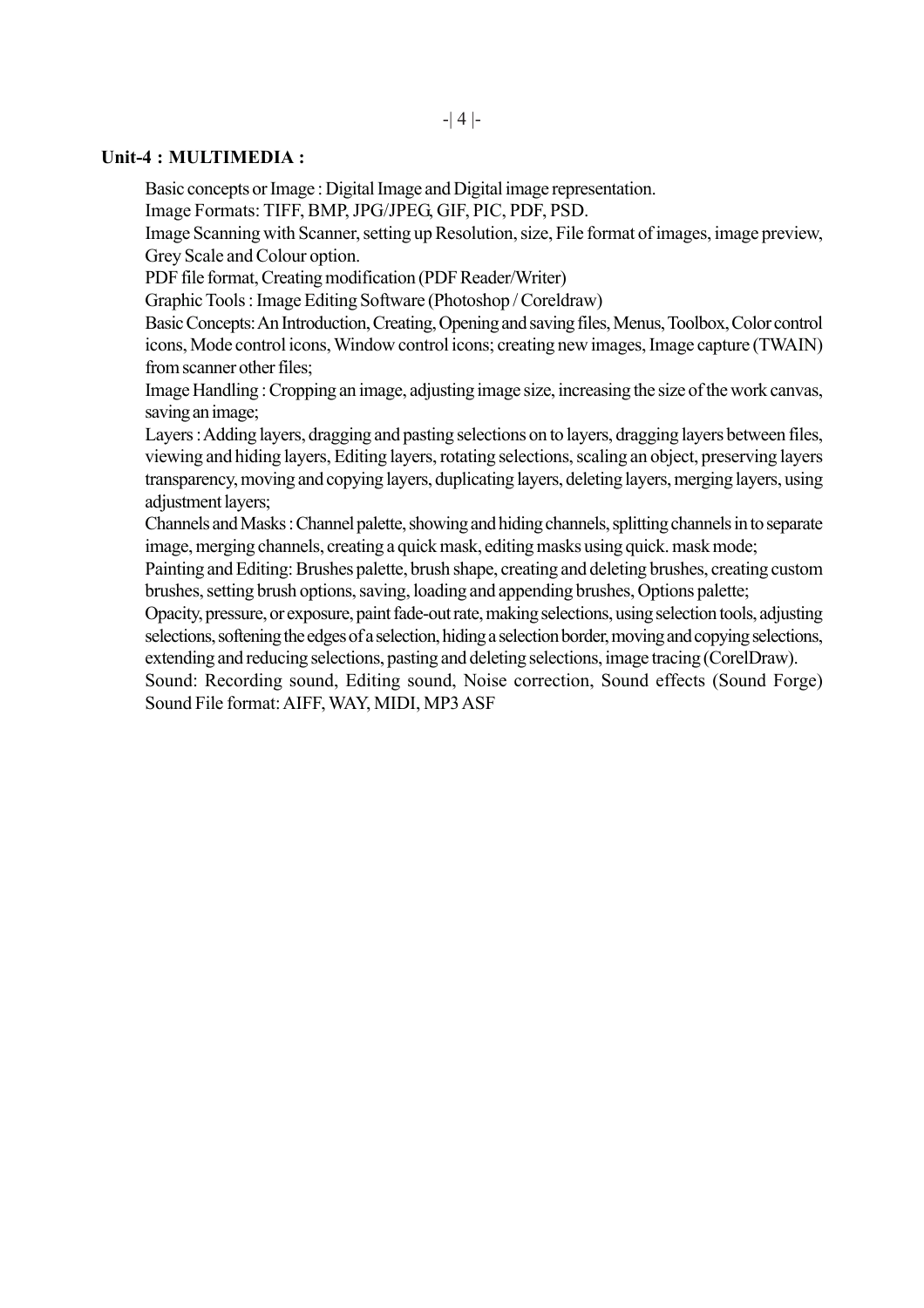**Unit-4 : MULTIMEDIA :**

Basic concepts or Image : Digital Image and Digital image representation.

Image Formats: TIFF, BMP, JPG/JPEG, GIF, PIC, PDF, PSD.

Image Scanning with Scanner, setting up Resolution, size, File format of images, image preview, Grey Scale and Colour option.

PDF file format, Creating modification (PDF Reader/Writer)

Graphic Tools : Image Editing Software (Photoshop / Coreldraw)

Basic Concepts: An Introduction, Creating, Opening and saving files, Menus, Toolbox, Color control icons, Mode control icons, Window control icons; creating new images, Image capture (TWAIN) from scanner other files;

Image Handling : Cropping an image, adjusting image size, increasing the size of the work canvas, saving an image;

Layers : Adding layers, dragging and pasting selections on to layers, dragging layers between files, viewing and hiding layers, Editing layers, rotating selections, scaling an object, preserving layers transparency, moving and copying layers, duplicating layers, deleting layers, merging layers, using adjustment layers;

Channels and Masks : Channel palette, showing and hiding channels, splitting channels in to separate image, merging channels, creating a quick mask, editing masks using quick. mask mode;

Painting and Editing: Brushes palette, brush shape, creating and deleting brushes, creating custom brushes, setting brush options, saving, loading and appending brushes, Options palette;

Opacity, pressure, or exposure, paint fade-out rate, making selections, using selection tools, adjusting selections, softening the edges of a selection, hiding a selection border, moving and copying selections, extending and reducing selections, pasting and deleting selections, image tracing (CorelDraw).

Sound: Recording sound, Editing sound, Noise correction, Sound effects (Sound Forge) Sound File format: AIFF, WAY, MIDI, MP3 ASF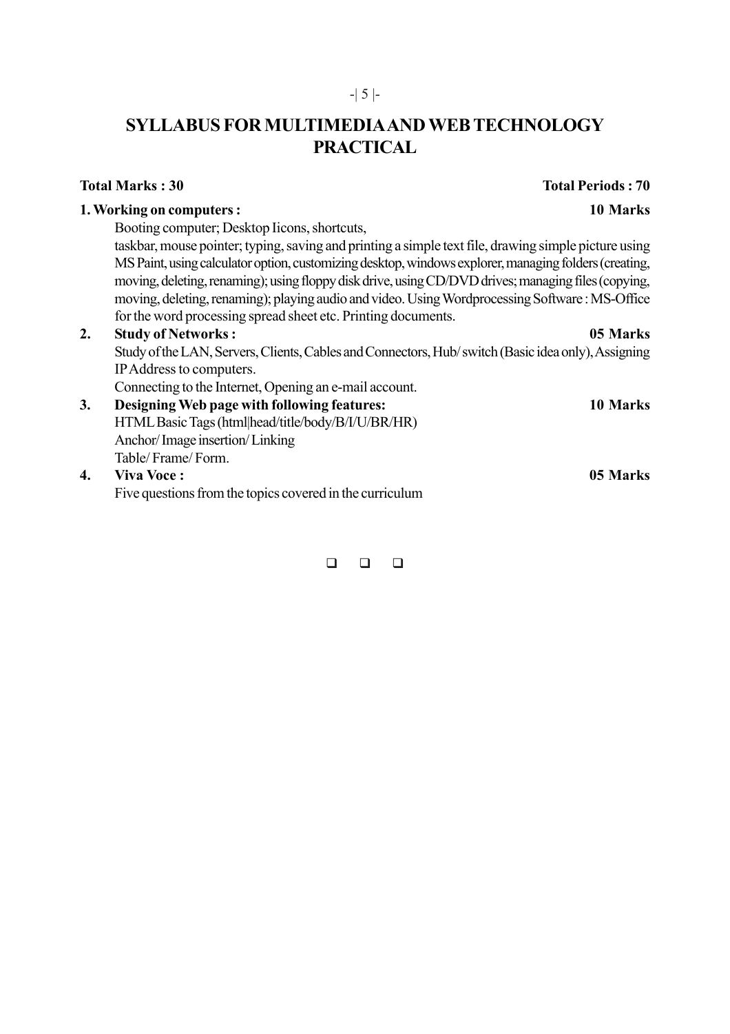# SYLLABUS FOR MULTIMEDIA AND WEB TECHNOLOGY PRACTICAL

**Total Marks : 30** **Total Periods : 70**

**1. Working on computers : 10 Marks**

Booting computer; Desktop Iicons, shortcuts, taskbar, mouse pointer; typing, saving and printing a simple text file, drawing simple picture using MS Paint, using calculator option, customizing desktop, windows explorer, managing folders (creating, moving, deleting, renaming); using floppy disk drive, using CD/DVD drives; managing files (copying, moving, deleting, renaming); playing audio and video. Using Wordprocessing Software : MS-Office for the word processing spread sheet etc. Printing documents.

**2. Study of Networks : 05 Marks**

Study of the LAN, Servers, Clients, Cables and Connectors, Hub/ switch (Basic idea only), Assigning IP Address to computers.

Connecting to the Internet, Opening an e-mail account.

**3. Designing Web page with following features: 10 Marks**

HTML Basic Tags (html|head/title/body/B/I/U/BR/HR)

Anchor/ Image insertion/ Linking

Table/ Frame/ Form.

**4. Viva Voce : 05 Marks**

Five questions from the topics covered in the curriculum

❑ ❑ ❑